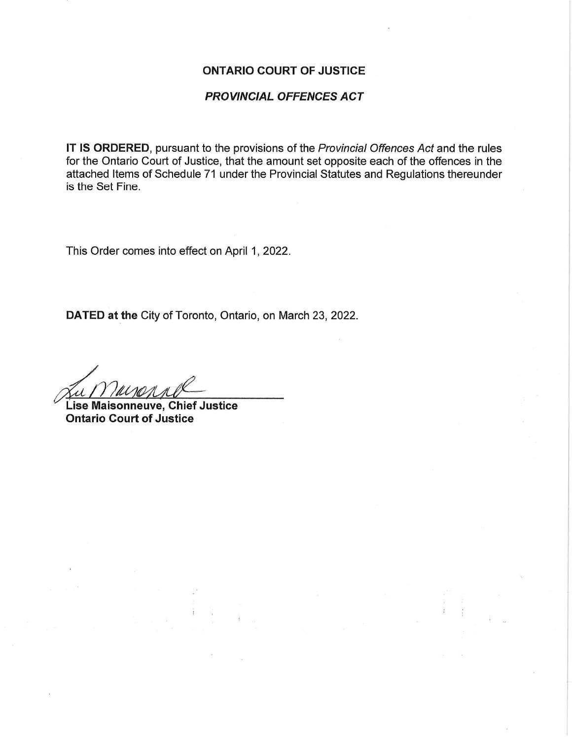**ONTARIO COURT OF JUSTICE**

***PROVINCIAL OFFENCES ACT***

**IT IS ORDERED**, pursuant to the provisions of the *Provincial Offences Act* and the rules for the Ontario Court of Justice, that the amount set opposite each of the offences in the attached Items of Schedule 71 under the Provincial Statutes and Regulations thereunder is the Set Fine.

This Order comes into effect on April 1, 2022.

**DATED at the** City of Toronto, Ontario, on March 23, 2022.

**Lise Maisonneuve, Chief Justice**
**Ontario Court of Justice**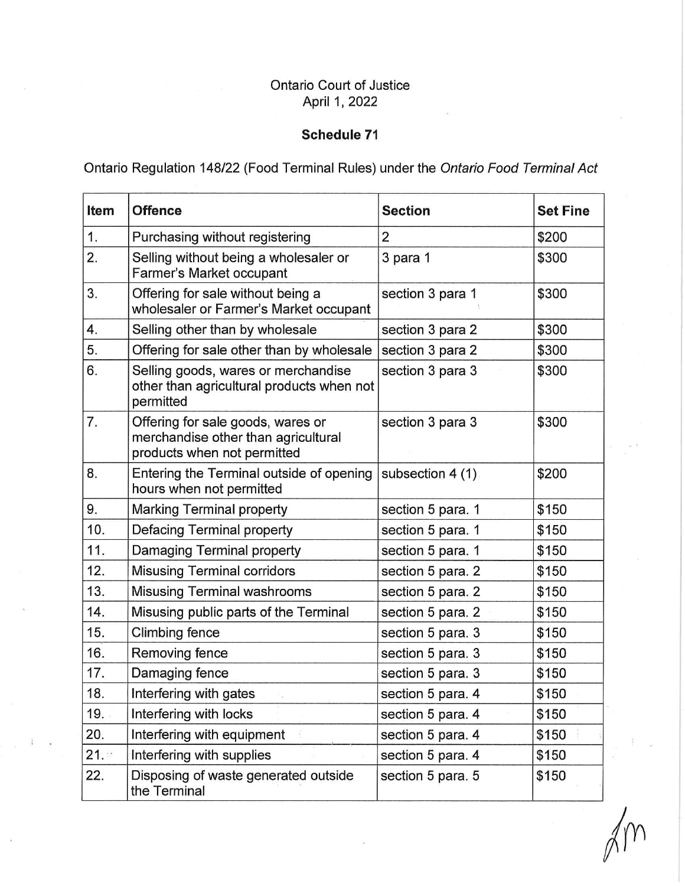Ontario Court of Justice
April 1, 2022

**Schedule 71**

Ontario Regulation 148/22 (Food Terminal Rules) under the *Ontario Food Terminal Act*

| Item | Offence | Section | Set Fine |
|---|---|---|---|
| 1. | Purchasing without registering | 2 | $200 |
| 2. | Selling without being a wholesaler or Farmer's Market occupant | 3 para 1 | $300 |
| 3. | Offering for sale without being a wholesaler or Farmer's Market occupant | section 3 para 1 | $300 |
| 4. | Selling other than by wholesale | section 3 para 2 | $300 |
| 5. | Offering for sale other than by wholesale | section 3 para 2 | $300 |
| 6. | Selling goods, wares or merchandise other than agricultural products when not permitted | section 3 para 3 | $300 |
| 7. | Offering for sale goods, wares or merchandise other than agricultural products when not permitted | section 3 para 3 | $300 |
| 8. | Entering the Terminal outside of opening hours when not permitted | subsection 4 (1) | $200 |
| 9. | Marking Terminal property | section 5 para. 1 | $150 |
| 10. | Defacing Terminal property | section 5 para. 1 | $150 |
| 11. | Damaging Terminal property | section 5 para. 1 | $150 |
| 12. | Misusing Terminal corridors | section 5 para. 2 | $150 |
| 13. | Misusing Terminal washrooms | section 5 para. 2 | $150 |
| 14. | Misusing public parts of the Terminal | section 5 para. 2 | $150 |
| 15. | Climbing fence | section 5 para. 3 | $150 |
| 16. | Removing fence | section 5 para. 3 | $150 |
| 17. | Damaging fence | section 5 para. 3 | $150 |
| 18. | Interfering with gates | section 5 para. 4 | $150 |
| 19. | Interfering with locks | section 5 para. 4 | $150 |
| 20. | Interfering with equipment | section 5 para. 4 | $150 |
| 21. | Interfering with supplies | section 5 para. 4 | $150 |
| 22. | Disposing of waste generated outside the Terminal | section 5 para. 5 | $150 |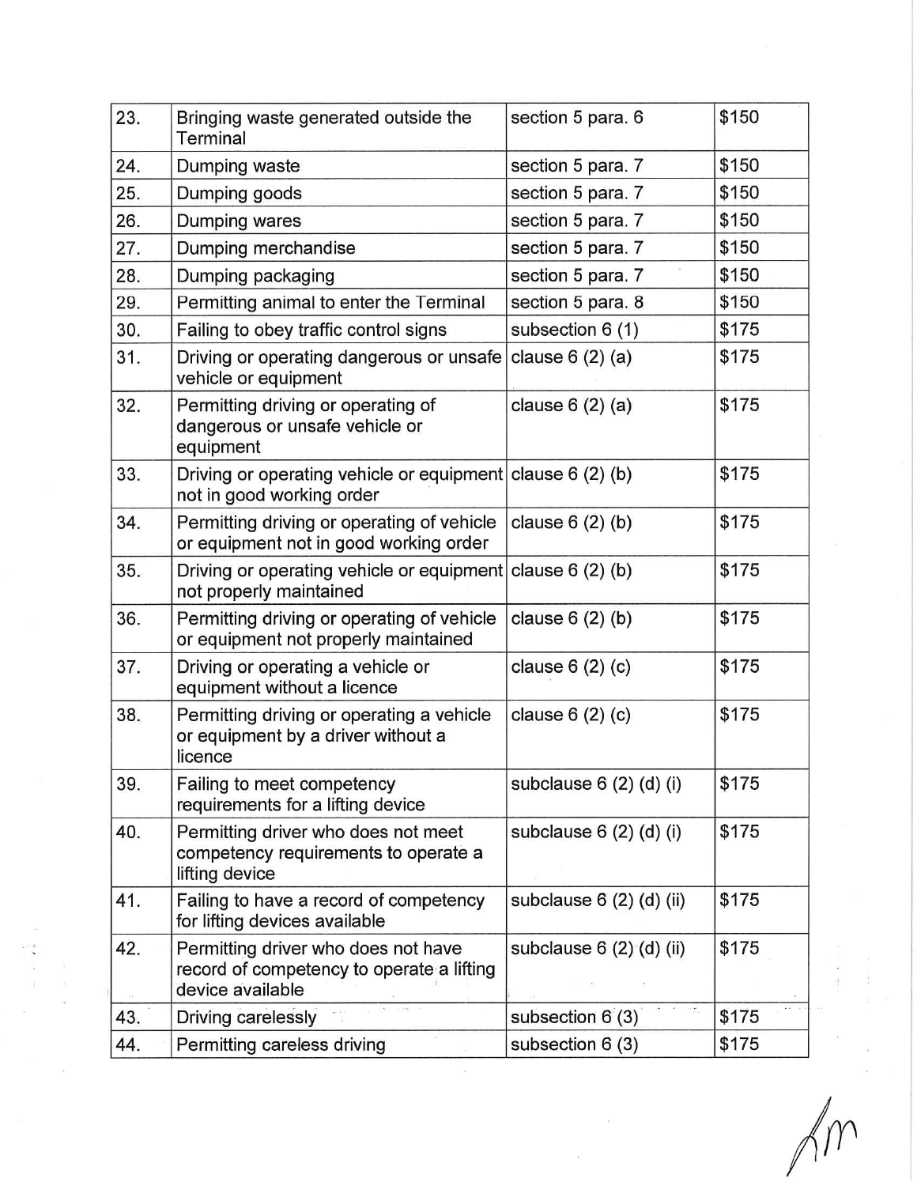| | | | |
|---|---|---|---|
| 23. | Bringing waste generated outside the Terminal | section 5 para. 6 | $150 |
| 24. | Dumping waste | section 5 para. 7 | $150 |
| 25. | Dumping goods | section 5 para. 7 | $150 |
| 26. | Dumping wares | section 5 para. 7 | $150 |
| 27. | Dumping merchandise | section 5 para. 7 | $150 |
| 28. | Dumping packaging | section 5 para. 7 | $150 |
| 29. | Permitting animal to enter the Terminal | section 5 para. 8 | $150 |
| 30. | Failing to obey traffic control signs | subsection 6 (1) | $175 |
| 31. | Driving or operating dangerous or unsafe vehicle or equipment | clause 6 (2) (a) | $175 |
| 32. | Permitting driving or operating of dangerous or unsafe vehicle or equipment | clause 6 (2) (a) | $175 |
| 33. | Driving or operating vehicle or equipment not in good working order | clause 6 (2) (b) | $175 |
| 34. | Permitting driving or operating of vehicle or equipment not in good working order | clause 6 (2) (b) | $175 |
| 35. | Driving or operating vehicle or equipment not properly maintained | clause 6 (2) (b) | $175 |
| 36. | Permitting driving or operating of vehicle or equipment not properly maintained | clause 6 (2) (b) | $175 |
| 37. | Driving or operating a vehicle or equipment without a licence | clause 6 (2) (c) | $175 |
| 38. | Permitting driving or operating a vehicle or equipment by a driver without a licence | clause 6 (2) (c) | $175 |
| 39. | Failing to meet competency requirements for a lifting device | subclause 6 (2) (d) (i) | $175 |
| 40. | Permitting driver who does not meet competency requirements to operate a lifting device | subclause 6 (2) (d) (i) | $175 |
| 41. | Failing to have a record of competency for lifting devices available | subclause 6 (2) (d) (ii) | $175 |
| 42. | Permitting driver who does not have record of competency to operate a lifting device available | subclause 6 (2) (d) (ii) | $175 |
| 43. | Driving carelessly | subsection 6 (3) | $175 |
| 44. | Permitting careless driving | subsection 6 (3) | $175 |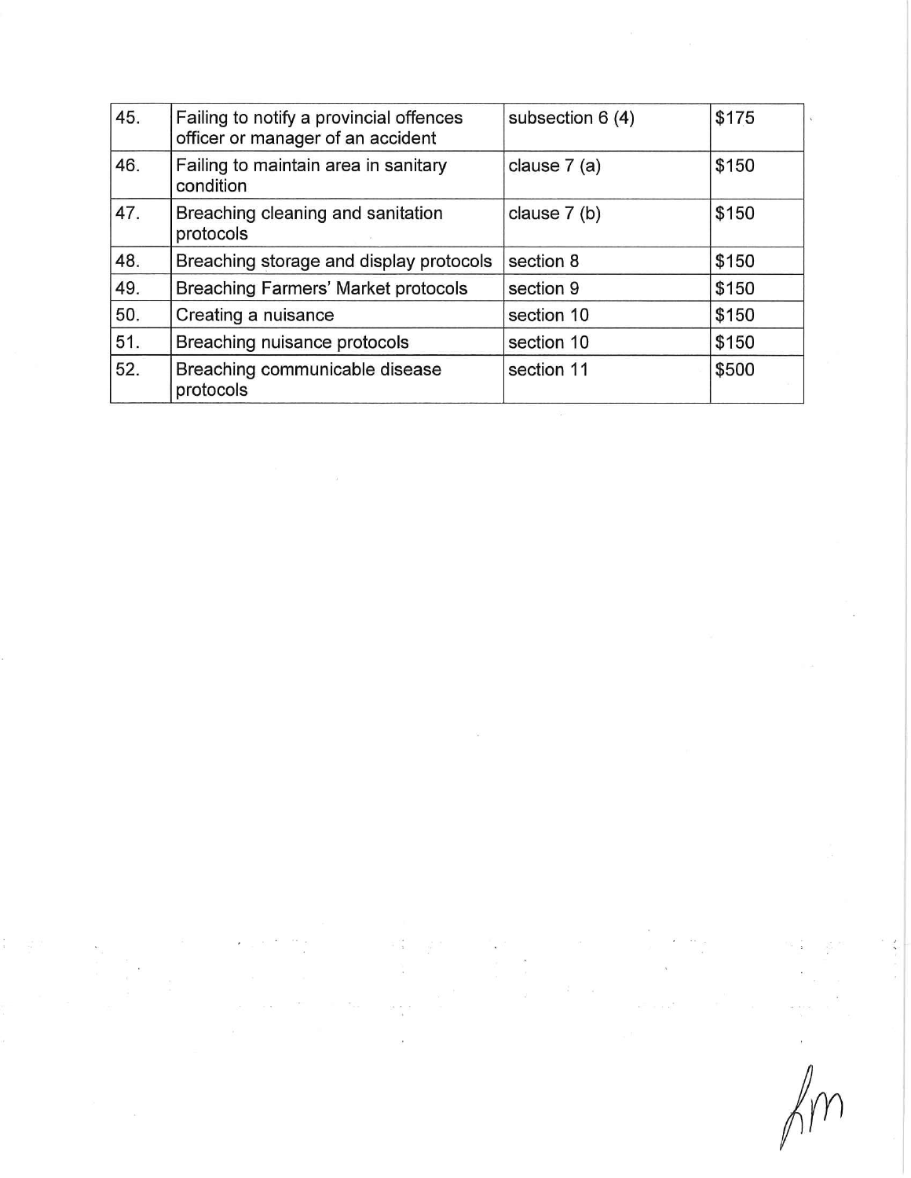| | | | |
|---|---|---|---|
| 45. | Failing to notify a provincial offences officer or manager of an accident | subsection 6 (4) | $175 |
| 46. | Failing to maintain area in sanitary condition | clause 7 (a) | $150 |
| 47. | Breaching cleaning and sanitation protocols | clause 7 (b) | $150 |
| 48. | Breaching storage and display protocols | section 8 | $150 |
| 49. | Breaching Farmers' Market protocols | section 9 | $150 |
| 50. | Creating a nuisance | section 10 | $150 |
| 51. | Breaching nuisance protocols | section 10 | $150 |
| 52. | Breaching communicable disease protocols | section 11 | $500 |